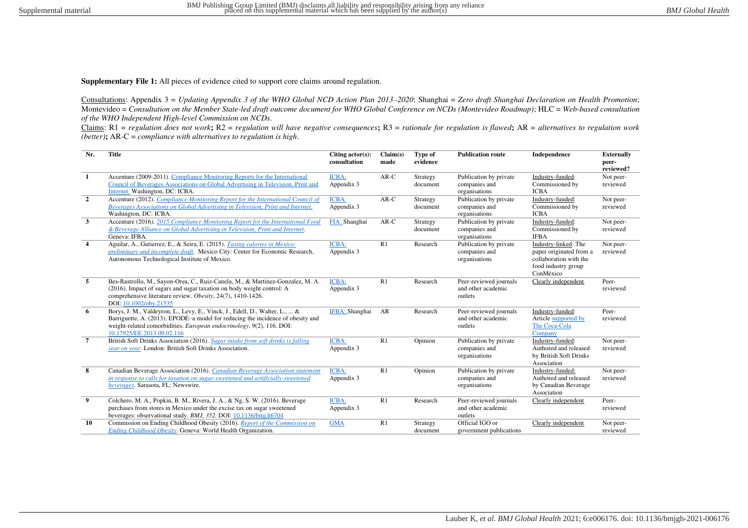**Supplementary File 1:** All pieces of evidence cited to support core claims around regulation.

Consultations: Appendix 3 = *Updating Appendix 3 of the WHO Global NCD Action Plan 2013–2020*; Shanghai = *Zero draft Shanghai Declaration on Health Promotion*; Montevideo = *Consultation on the Member State-led draft outcome document for WHO Global Conference on NCDs (Montevideo Roadmap)*; HLC = *Web-based consultation of the WHO Independent High-level Commission on NCDs*.

Claims: R1 = *regulation does not work*; R2 = *regulation will have negative consequences*; R3 = *rationale for regulation is flawed*; AR = *alternatives to regulation work (better)*; AR-C = *compliance with alternatives to regulation is high*.

| Nr. | Title | Citing actor(s): consultation | Claim(s) made | Type of evidence | Publication route | Independence | Externally peer-reviewed? |
|---|---|---|---|---|---|---|---|
| 1 | Accenture (2009-2011). Compliance Monitoring Reports for the International Council of Beverages Associations on Global Advertising in Television, Print and Internet. Washington, DC: ICBA. | ICBA: Appendix 3 | AR-C | Strategy document | Publication by private companies and organisations | Industry-funded: Commissioned by ICBA | Not peer-reviewed |
| 2 | Accenture (2012). *Compliance Monitoring Report for the International Council of Beverages Associations on Global Advertising in Television, Print and Internet.* Washington, DC: ICBA. | ICBA: Appendix 3 | AR-C | Strategy document | Publication by private companies and organisations | Industry-funded: Commissioned by ICBA | Not peer-reviewed |
| 3 | Accenture (2016). *2015 Compliance Monitoring Report for the International Food & Beverage Alliance on Global Advertising in Television, Print and Internet*. Geneva: IFBA. | FIA: Shanghai | AR-C | Strategy document | Publication by private companies and organisations | Industry-funded: Commissioned by IFBA | Not peer-reviewed |
| 4 | Aguilar, A., Gutierrez, E., & Seira, E. (2015). *Taxing calories in Mexico: preliminary and incomplete draft*. Mexico City: Center for Economic Research, Autonomous Technological Institute of Mexico. | ICBA: Appendix 3 | R1 | Research | Publication by private companies and organisations | Industry-linked: The paper originated from a collaboration with the food industry group ConMéxico | Not peer-reviewed |
| 5 | Bes-Rastrollo, M., Sayon-Orea, C., Ruiz-Canela, M., & Martinez-Gonzalez, M. A. (2016). Impact of sugars and sugar taxation on body weight control: A comprehensive literature review. *Obesity*, 24(7), 1410-1426. DOI: 10.1002/oby.21535 | ICBA: Appendix 3 | R1 | Research | Peer-reviewed journals and other academic outlets | Clearly independent | Peer-reviewed |
| 6 | Borys, J. M., Valdeyron, L., Levy, E., Vinck, J., Edell, D., Walter, L., ... & Barriguette, A. (2013). EPODE–a model for reducing the incidence of obesity and weight-related comorbidities. *European endocrinology*, 9(2), 116. DOI: 10.17925/EE.2013.09.02.116 | IFBA: Shanghai | AR | Research | Peer-reviewed journals and other academic outlets | Industry-funded: Article supported by The Coca-Cola Company | Peer-reviewed |
| 7 | British Soft Drinks Association (2016). *Sugar intake from soft drinks is falling year on year*. London: British Soft Drinks Association. | ICBA: Appendix 3 | R1 | Opinion | Publication by private companies and organisations | Industry-funded: Authored and released by British Soft Drinks Association | Not peer-reviewed |
| 8 | Canadian Beverage Association (2016). *Canadian Beverage Association statement in response to calls for taxation on sugar-sweetened and artificially-sweetened beverages*. Sarasota, FL: Newswire. | ICBA: Appendix 3 | R1 | Opinion | Publication by private companies and organisations | Industry-funded: Authored and released by Canadian Beverage Association | Not peer-reviewed |
| 9 | Colchero, M. A., Popkin, B. M., Rivera, J. A., & Ng, S. W. (2016). Beverage purchases from stores in Mexico under the excise tax on sugar sweetened beverages: observational study. *BMJ, 352.* DOI: 10.1136/bmj.h6704 | ICBA: Appendix 3 | R1 | Research | Peer-reviewed journals and other academic outlets | Clearly independent | Peer-reviewed |
| 10 | Commission on Ending Childhood Obesity (2016). *Report of the Commission on Ending Childhood Obesity*. Geneva: World Health Organization. | GMA | R1 | Strategy document | Official IGO or government publications | Clearly independent | Not peer-reviewed |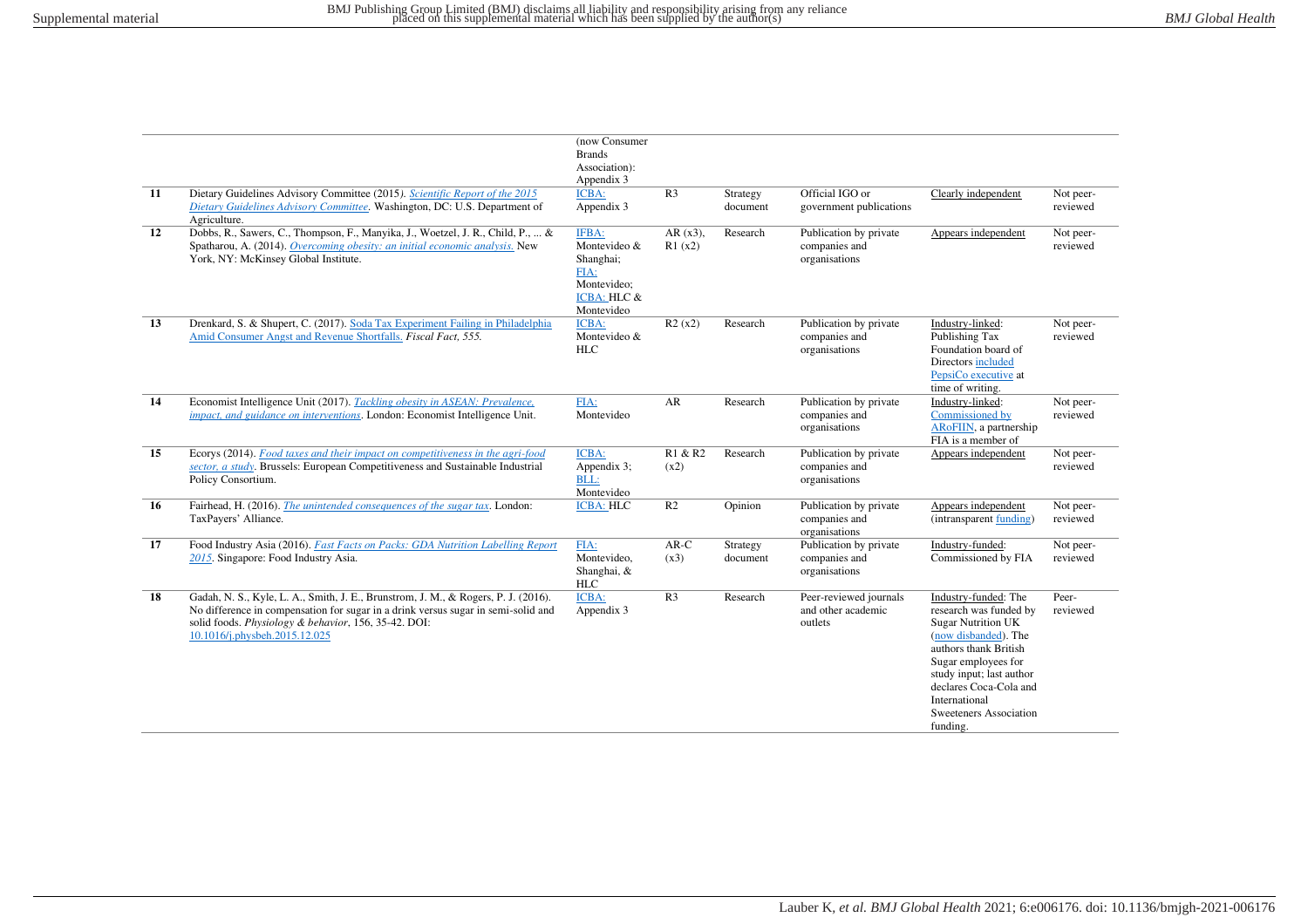| | | (now Consumer Brands Association): Appendix 3 | | | | | |
|---|---|---|---|---|---|---|---|
| **11** | Dietary Guidelines Advisory Committee (2015). *Scientific Report of the 2015 Dietary Guidelines Advisory Committee*. Washington, DC: U.S. Department of Agriculture. | ICBA: Appendix 3 | R3 | Strategy document | Official IGO or government publications | Clearly independent | Not peer-reviewed |
| **12** | Dobbs, R., Sawers, C., Thompson, F., Manyika, J., Woetzel, J. R., Child, P., ... & Spatharou, A. (2014). *Overcoming obesity: an initial economic analysis*. New York, NY: McKinsey Global Institute. | IFBA: Montevideo & Shanghai; FIA: Montevideo; ICBA: HLC & Montevideo | AR (x3), R1 (x2) | Research | Publication by private companies and organisations | Appears independent | Not peer-reviewed |
| **13** | Drenkard, S. & Shupert, C. (2017). Soda Tax Experiment Failing in Philadelphia Amid Consumer Angst and Revenue Shortfalls. *Fiscal Fact, 555.* | ICBA: Montevideo & HLC | R2 (x2) | Research | Publication by private companies and organisations | Industry-linked: Publishing Tax Foundation board of Directors included PepsiCo executive at time of writing. | Not peer-reviewed |
| **14** | Economist Intelligence Unit (2017). *Tackling obesity in ASEAN: Prevalence, impact, and guidance on interventions*. London: Economist Intelligence Unit. | FIA: Montevideo | AR | Research | Publication by private companies and organisations | Industry-linked: Commissioned by ARoFIIN, a partnership FIA is a member of | Not peer-reviewed |
| **15** | Ecorys (2014). *Food taxes and their impact on competitiveness in the agri-food sector, a study*. Brussels: European Competitiveness and Sustainable Industrial Policy Consortium. | ICBA: Appendix 3; BLL: Montevideo | R1 & R2 (x2) | Research | Publication by private companies and organisations | Appears independent | Not peer-reviewed |
| **16** | Fairhead, H. (2016). *The unintended consequences of the sugar tax*. London: TaxPayers' Alliance. | ICBA: HLC | R2 | Opinion | Publication by private companies and organisations | Appears independent (intransparent funding) | Not peer-reviewed |
| **17** | Food Industry Asia (2016). *Fast Facts on Packs: GDA Nutrition Labelling Report 2015*. Singapore: Food Industry Asia. | FIA: Montevideo, Shanghai, & HLC | AR-C (x3) | Strategy document | Publication by private companies and organisations | Industry-funded: Commissioned by FIA | Not peer-reviewed |
| **18** | Gadah, N. S., Kyle, L. A., Smith, J. E., Brunstrom, J. M., & Rogers, P. J. (2016). No difference in compensation for sugar in a drink versus sugar in semi-solid and solid foods. *Physiology & behavior*, 156, 35-42. DOI: 10.1016/j.physbeh.2015.12.025 | ICBA: Appendix 3 | R3 | Research | Peer-reviewed journals and other academic outlets | Industry-funded: The research was funded by Sugar Nutrition UK (now disbanded). The authors thank British Sugar employees for study input; last author declares Coca-Cola and International Sweeteners Association funding. | Peer-reviewed |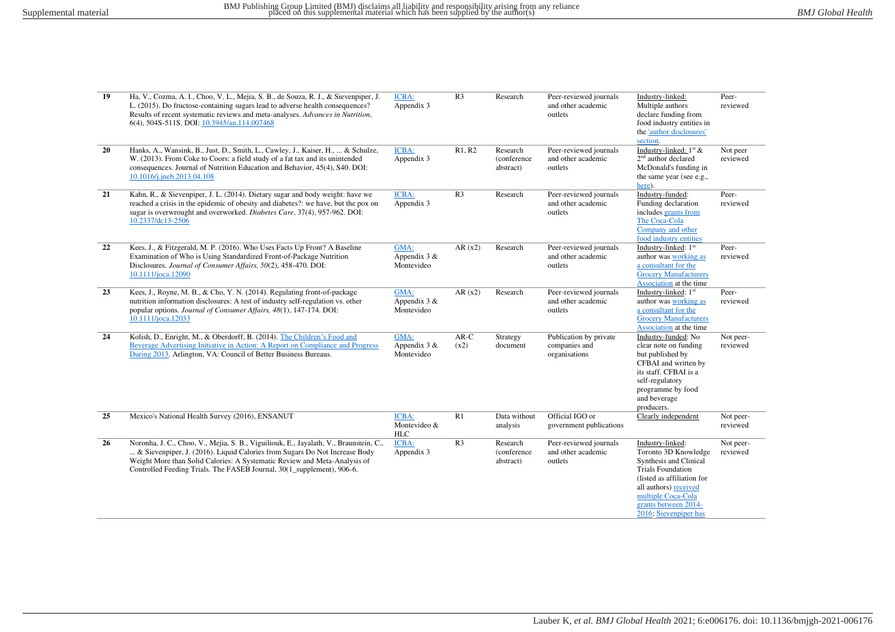| 19 | Ha, V., Cozma, A. I., Choo, V. L., Mejia, S. B., de Souza, R. J., & Sievenpiper, J. L. (2015). Do fructose-containing sugars lead to adverse health consequences? Results of recent systematic reviews and meta-analyses. *Advances in Nutrition*, 6(4), 504S-511S. DOI: 10.3945/an.114.007468 | ICBA: Appendix 3 | R3 | Research | Peer-reviewed journals and other academic outlets | Industry-linked: Multiple authors declare funding from food industry entities in the 'author disclosures' section. | Peer-reviewed |
|---|---|---|---|---|---|---|---|
| 20 | Hanks, A., Wansink, B., Just, D., Smith, L., Cawley, J., Kaiser, H., ... & Schulze, W. (2013). From Coke to Coors: a field study of a fat tax and its unintended consequences. Journal of Nutrition Education and Behavior, 45(4), S40. DOI: 10.1016/j.jneb.2013.04.108 | ICBA: Appendix 3 | R1, R2 | Research (conference abstract) | Peer-reviewed journals and other academic outlets | Industry-linked: 1st & 2nd author declared McDonald's funding in the same year (see e.g., here). | Not peer reviewed |
| 21 | Kahn, R., & Sievenpiper, J. L. (2014). Dietary sugar and body weight: have we reached a crisis in the epidemic of obesity and diabetes?: we have, but the pox on sugar is overwrought and overworked. *Diabetes Care*, 37(4), 957-962. DOI: 10.2337/dc13-2506 | ICBA: Appendix 3 | R3 | Research | Peer-reviewed journals and other academic outlets | Industry-funded: Funding declaration includes grants from The Coca-Cola Company and other food industry entities | Peer-reviewed |
| 22 | Kees, J., & Fitzgerald, M. P. (2016). Who Uses Facts Up Front? A Baseline Examination of Who is Using Standardized Front-of-Package Nutrition Disclosures. *Journal of Consumer Affairs, 50*(2), 458-470. DOI: 10.1111/joca.12090 | GMA: Appendix 3 & Montevideo | AR (x2) | Research | Peer-reviewed journals and other academic outlets | Industry-linked: 1st author was working as a consultant for the Grocery Manufacturers Association at the time | Peer-reviewed |
| 23 | Kees, J., Royne, M. B., & Cho, Y. N. (2014). Regulating front-of-package nutrition information disclosures: A test of industry self-regulation vs. other popular options. *Journal of Consumer Affairs, 48*(1), 147-174. DOI: 10.1111/joca.12033 | GMA: Appendix 3 & Montevideo | AR (x2) | Research | Peer-reviewed journals and other academic outlets | Industry-linked: 1st author was working as a consultant for the Grocery Manufacturers Association at the time | Peer-reviewed |
| 24 | Kolish, D., Enright, M., & Oberdorff, B. (2014). The Children's Food and Beverage Advertising Initiative in Action: A Report on Compliance and Progress During 2013. Arlington, VA: Council of Better Business Bureaus. | GMA: Appendix 3 & Montevideo | AR-C (x2) | Strategy document | Publication by private companies and organisations | Industry-funded: No clear note on funding but published by CFBAI and written by its staff. CFBAI is a self-regulatory programme by food and beverage producers. | Not peer-reviewed |
| 25 | Mexico's National Health Survey (2016), ENSANUT | ICBA: Montevideo & HLC | R1 | Data without analysis | Official IGO or government publications | Clearly independent | Not peer-reviewed |
| 26 | Noronha, J. C., Choo, V., Mejia, S. B., Viguiliouk, E., Jayalath, V., Braunstein, C., ... & Sievenpiper, J. (2016). Liquid Calories from Sugars Do Not Increase Body Weight More than Solid Calories: A Systematic Review and Meta-Analysis of Controlled Feeding Trials. The FASEB Journal, 30(1_supplement), 906-6. | ICBA: Appendix 3 | R3 | Research (conference abstract) | Peer-reviewed journals and other academic outlets | Industry-linked: Toronto 3D Knowledge Synthesis and Clinical Trials Foundation (listed as affiliation for all authors) received multiple Coca-Cola grants between 2014-2016; Sievenpiper has | Not peer-reviewed |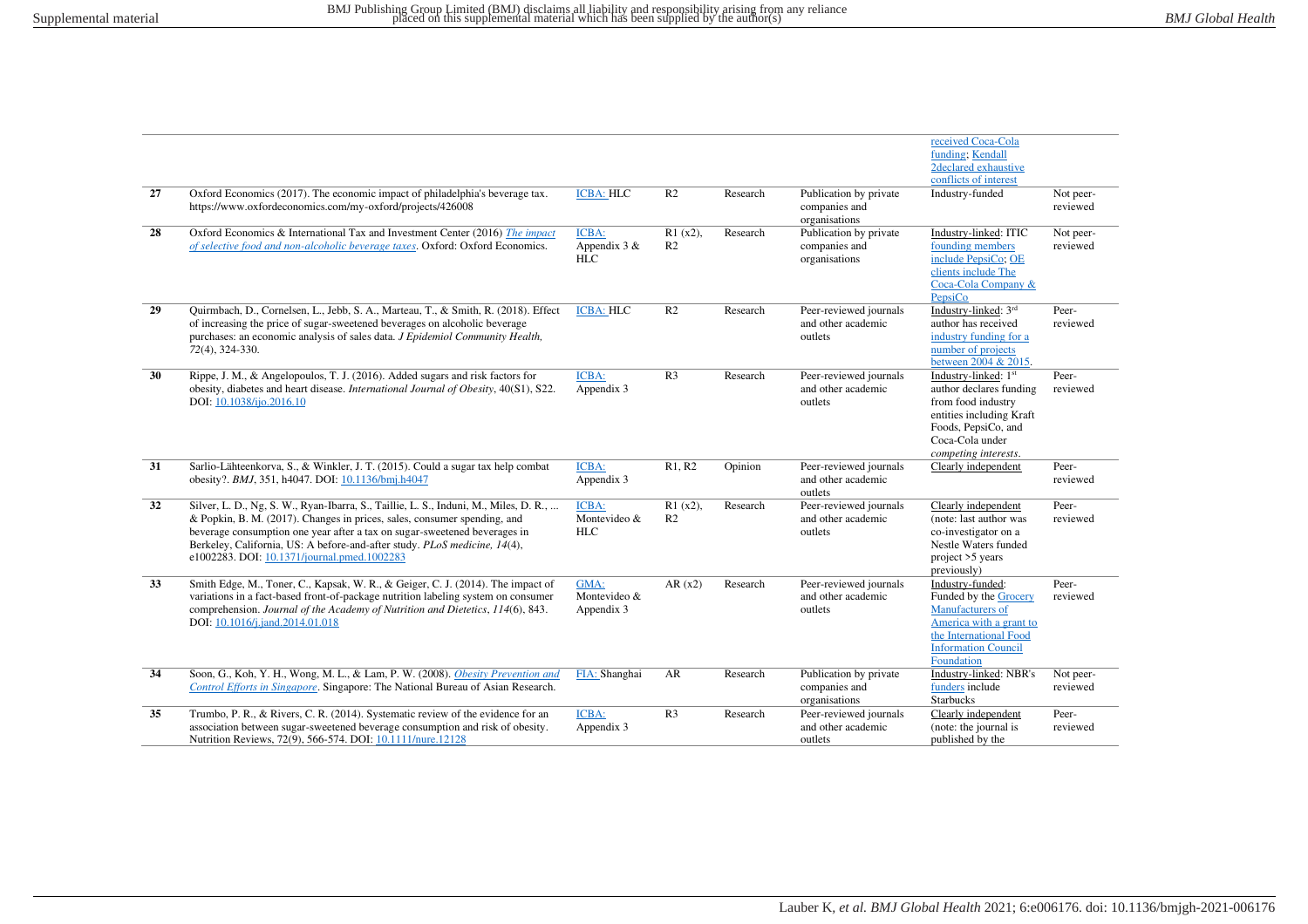| | | | | | | | |
|---|---|---|---|---|---|---|---|
| | | | | | | received Coca-Cola funding; Kendall 2declared exhaustive conflicts of interest | |
| 27 | Oxford Economics (2017). The economic impact of philadelphia's beverage tax. https://www.oxfordeconomics.com/my-oxford/projects/426008 | ICBA: HLC | R2 | Research | Publication by private companies and organisations | Industry-funded | Not peer-reviewed |
| 28 | Oxford Economics & International Tax and Investment Center (2016) *The impact of selective food and non-alcoholic beverage taxes*. Oxford: Oxford Economics. | ICBA: Appendix 3 & HLC | R1 (x2), R2 | Research | Publication by private companies and organisations | Industry-linked: ITIC founding members include PepsiCo; OE clients include The Coca-Cola Company & PepsiCo | Not peer-reviewed |
| 29 | Quirmbach, D., Cornelsen, L., Jebb, S. A., Marteau, T., & Smith, R. (2018). Effect of increasing the price of sugar-sweetened beverages on alcoholic beverage purchases: an economic analysis of sales data. *J Epidemiol Community Health*, *72*(4), 324-330. | ICBA: HLC | R2 | Research | Peer-reviewed journals and other academic outlets | Industry-linked: 3rd author has received industry funding for a number of projects between 2004 & 2015. | Peer-reviewed |
| 30 | Rippe, J. M., & Angelopoulos, T. J. (2016). Added sugars and risk factors for obesity, diabetes and heart disease. *International Journal of Obesity*, 40(S1), S22. DOI: 10.1038/ijo.2016.10 | ICBA: Appendix 3 | R3 | Research | Peer-reviewed journals and other academic outlets | Industry-linked: 1st author declares funding from food industry entities including Kraft Foods, PepsiCo, and Coca-Cola under *competing interests*. | Peer-reviewed |
| 31 | Sarlio-Lähteenkorva, S., & Winkler, J. T. (2015). Could a sugar tax help combat obesity?. *BMJ*, 351, h4047. DOI: 10.1136/bmj.h4047 | ICBA: Appendix 3 | R1, R2 | Opinion | Peer-reviewed journals and other academic outlets | Clearly independent | Peer-reviewed |
| 32 | Silver, L. D., Ng, S. W., Ryan-Ibarra, S., Taillie, L. S., Induni, M., Miles, D. R., ... & Popkin, B. M. (2017). Changes in prices, sales, consumer spending, and beverage consumption one year after a tax on sugar-sweetened beverages in Berkeley, California, US: A before-and-after study. *PLoS medicine, 14*(4), e1002283. DOI: 10.1371/journal.pmed.1002283 | ICBA: Montevideo & HLC | R1 (x2), R2 | Research | Peer-reviewed journals and other academic outlets | Clearly independent (note: last author was co-investigator on a Nestle Waters funded project >5 years previously) | Peer-reviewed |
| 33 | Smith Edge, M., Toner, C., Kapsak, W. R., & Geiger, C. J. (2014). The impact of variations in a fact-based front-of-package nutrition labeling system on consumer comprehension. *Journal of the Academy of Nutrition and Dietetics*, *114*(6), 843. DOI: 10.1016/j.jand.2014.01.018 | GMA: Montevideo & Appendix 3 | AR (x2) | Research | Peer-reviewed journals and other academic outlets | Industry-funded: Funded by the Grocery Manufacturers of America with a grant to the International Food Information Council Foundation | Peer-reviewed |
| 34 | Soon, G., Koh, Y. H., Wong, M. L., & Lam, P. W. (2008). *Obesity Prevention and Control Efforts in Singapore*. Singapore: The National Bureau of Asian Research. | FIA: Shanghai | AR | Research | Publication by private companies and organisations | Industry-linked: NBR's funders include Starbucks | Not peer-reviewed |
| 35 | Trumbo, P. R., & Rivers, C. R. (2014). Systematic review of the evidence for an association between sugar-sweetened beverage consumption and risk of obesity. Nutrition Reviews, 72(9), 566-574. DOI: 10.1111/nure.12128 | ICBA: Appendix 3 | R3 | Research | Peer-reviewed journals and other academic outlets | Clearly independent (note: the journal is published by the | Peer-reviewed |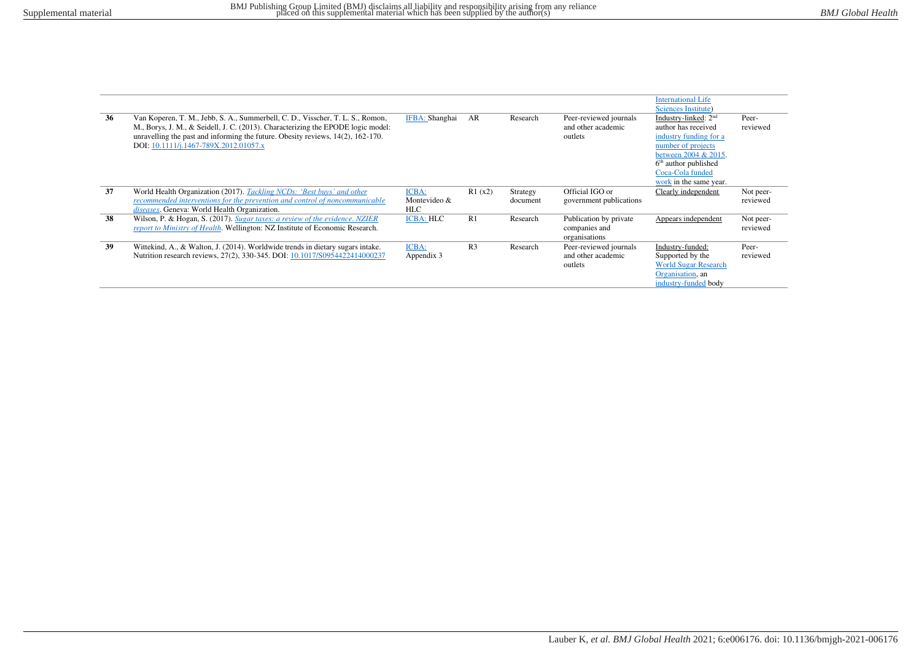| | | | | | | | |
|---|---|---|---|---|---|---|---|
| | | | | | | International Life Sciences Institute) | |
| **36** | Van Koperen, T. M., Jebb, S. A., Summerbell, C. D., Visscher, T. L. S., Romon, M., Borys, J. M., & Seidell, J. C. (2013). Characterizing the EPODE logic model: unravelling the past and informing the future. Obesity reviews, 14(2), 162-170. DOI: 10.1111/j.1467-789X.2012.01057.x | IFBA: Shanghai | AR | Research | Peer-reviewed journals and other academic outlets | Industry-linked: 2nd author has received industry funding for a number of projects between 2004 & 2015. 6th author published Coca-Cola funded work in the same year. | Peer-reviewed |
| **37** | World Health Organization (2017). *Tackling NCDs: 'Best buys' and other recommended interventions for the prevention and control of noncommunicable diseases*. Geneva: World Health Organization. | ICBA: Montevideo & HLC | R1 (x2) | Strategy document | Official IGO or government publications | Clearly independent | Not peer-reviewed |
| **38** | Wilson, P. & Hogan, S. (2017). *Sugar taxes: a review of the evidence. NZIER report to Ministry of Health*. Wellington: NZ Institute of Economic Research. | ICBA: HLC | R1 | Research | Publication by private companies and organisations | Appears independent | Not peer-reviewed |
| **39** | Wittekind, A., & Walton, J. (2014). Worldwide trends in dietary sugars intake. Nutrition research reviews, 27(2), 330-345. DOI: 10.1017/S0954422414000237 | ICBA: Appendix 3 | R3 | Research | Peer-reviewed journals and other academic outlets | Industry-funded: Supported by the World Sugar Research Organisation, an industry-funded body | Peer-reviewed |